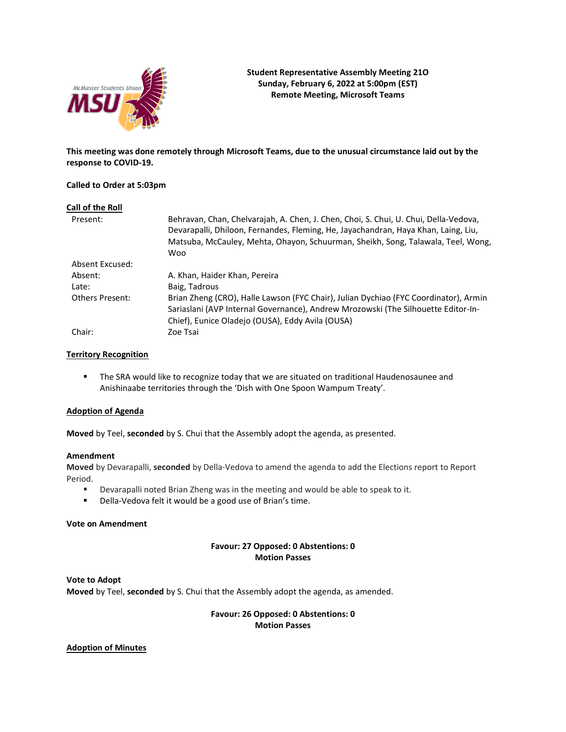**Student Representative Assembly Meeting 21O**
**Sunday, February 6, 2022 at 5:00pm (EST)**
**Remote Meeting, Microsoft Teams**

**This meeting was done remotely through Microsoft Teams, due to the unusual circumstance laid out by the response to COVID-19.**

**Called to Order at 5:03pm**

**Call of the Roll**

| | |
|---|---|
| Present: | Behravan, Chan, Chelvarajah, A. Chen, J. Chen, Choi, S. Chui, U. Chui, Della-Vedova, Devarapalli, Dhiloon, Fernandes, Fleming, He, Jayachandran, Haya Khan, Laing, Liu, Matsuba, McCauley, Mehta, Ohayon, Schuurman, Sheikh, Song, Talawala, Teel, Wong, Woo |
| Absent Excused: | |
| Absent: | A. Khan, Haider Khan, Pereira |
| Late: | Baig, Tadrous |
| Others Present: | Brian Zheng (CRO), Halle Lawson (FYC Chair), Julian Dychiao (FYC Coordinator), Armin Sariaslani (AVP Internal Governance), Andrew Mrozowski (The Silhouette Editor-In-Chief), Eunice Oladejo (OUSA), Eddy Avila (OUSA) |
| Chair: | Zoe Tsai |

**Territory Recognition**

- The SRA would like to recognize today that we are situated on traditional Haudenosaunee and Anishinaabe territories through the 'Dish with One Spoon Wampum Treaty'.

**Adoption of Agenda**

**Moved** by Teel, **seconded** by S. Chui that the Assembly adopt the agenda, as presented.

**Amendment**
**Moved** by Devarapalli, **seconded** by Della-Vedova to amend the agenda to add the Elections report to Report Period.

- Devarapalli noted Brian Zheng was in the meeting and would be able to speak to it.
- Della-Vedova felt it would be a good use of Brian's time.

**Vote on Amendment**

**Favour: 27 Opposed: 0 Abstentions: 0**
**Motion Passes**

**Vote to Adopt**
**Moved** by Teel, **seconded** by S. Chui that the Assembly adopt the agenda, as amended.

**Favour: 26 Opposed: 0 Abstentions: 0**
**Motion Passes**

**Adoption of Minutes**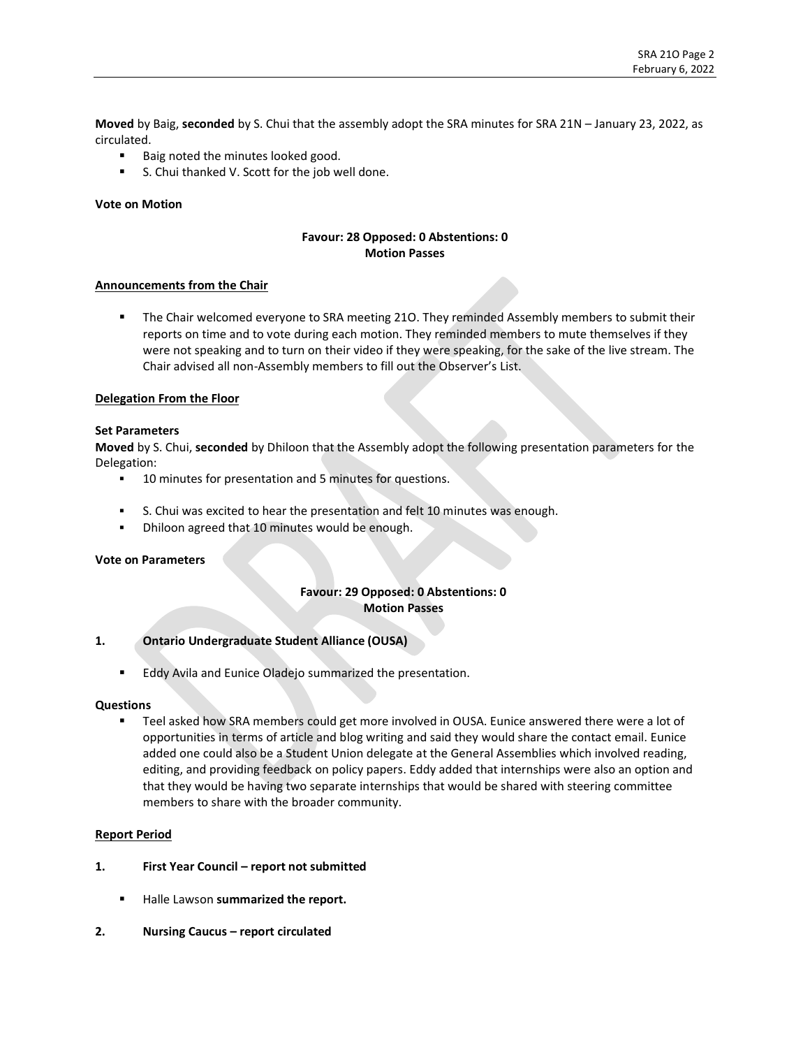**Moved** by Baig, **seconded** by S. Chui that the assembly adopt the SRA minutes for SRA 21N – January 23, 2022, as circulated.

- Baig noted the minutes looked good.
- S. Chui thanked V. Scott for the job well done.

**Vote on Motion**

**Favour: 28 Opposed: 0 Abstentions: 0**
**Motion Passes**

**Announcements from the Chair**

- The Chair welcomed everyone to SRA meeting 21O. They reminded Assembly members to submit their reports on time and to vote during each motion. They reminded members to mute themselves if they were not speaking and to turn on their video if they were speaking, for the sake of the live stream. The Chair advised all non-Assembly members to fill out the Observer's List.

**Delegation From the Floor**

**Set Parameters**

**Moved** by S. Chui, **seconded** by Dhiloon that the Assembly adopt the following presentation parameters for the Delegation:

- 10 minutes for presentation and 5 minutes for questions.

- S. Chui was excited to hear the presentation and felt 10 minutes was enough.
- Dhiloon agreed that 10 minutes would be enough.

**Vote on Parameters**

**Favour: 29 Opposed: 0 Abstentions: 0**
**Motion Passes**

**1. Ontario Undergraduate Student Alliance (OUSA)**

- Eddy Avila and Eunice Oladejo summarized the presentation.

**Questions**

- Teel asked how SRA members could get more involved in OUSA. Eunice answered there were a lot of opportunities in terms of article and blog writing and said they would share the contact email. Eunice added one could also be a Student Union delegate at the General Assemblies which involved reading, editing, and providing feedback on policy papers. Eddy added that internships were also an option and that they would be having two separate internships that would be shared with steering committee members to share with the broader community.

**Report Period**

**1. First Year Council – report not submitted**

- Halle Lawson **summarized the report.**

**2. Nursing Caucus – report circulated**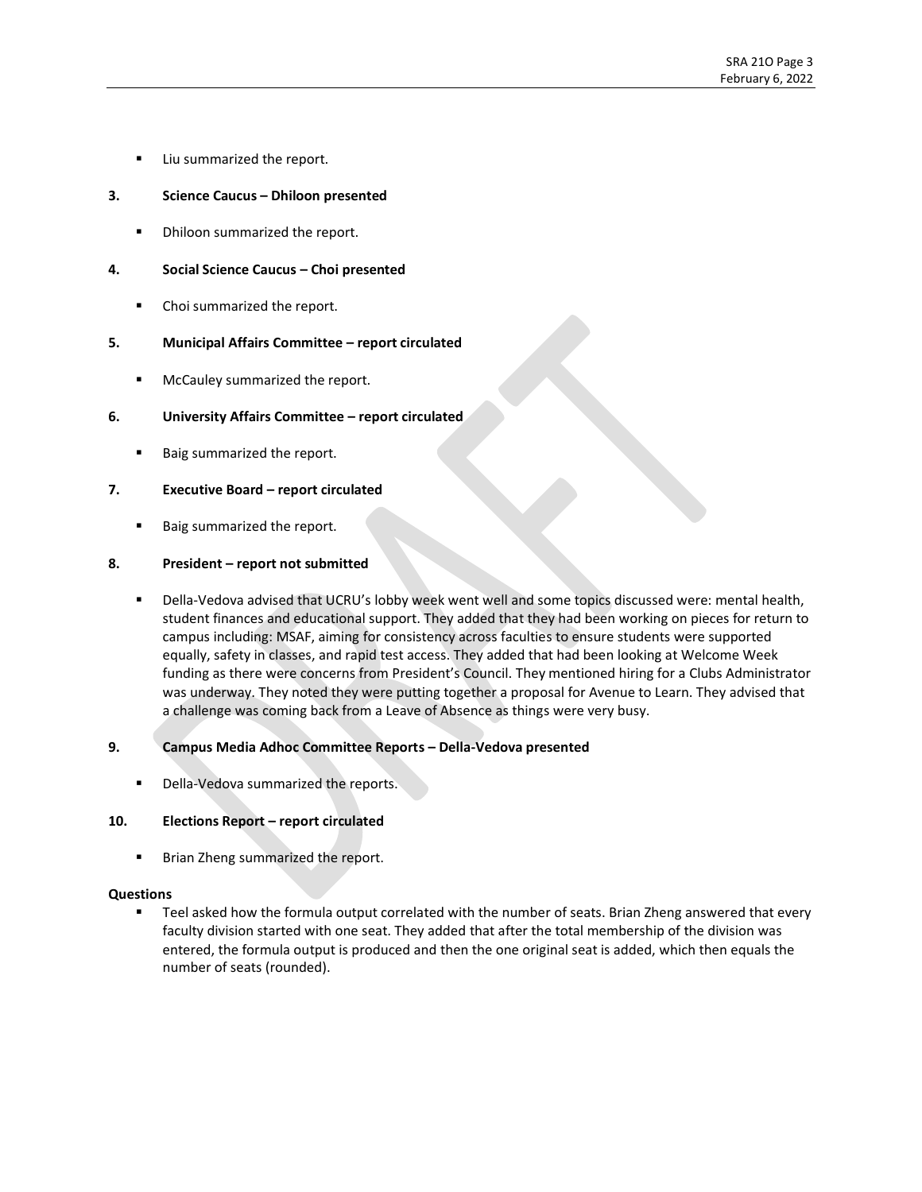- Liu summarized the report.

**3. Science Caucus – Dhiloon presented**

- Dhiloon summarized the report.

**4. Social Science Caucus – Choi presented**

- Choi summarized the report.

**5. Municipal Affairs Committee – report circulated**

- McCauley summarized the report.

**6. University Affairs Committee – report circulated**

- Baig summarized the report.

**7. Executive Board – report circulated**

- Baig summarized the report.

**8. President – report not submitted**

- Della-Vedova advised that UCRU's lobby week went well and some topics discussed were: mental health, student finances and educational support. They added that they had been working on pieces for return to campus including: MSAF, aiming for consistency across faculties to ensure students were supported equally, safety in classes, and rapid test access. They added that had been looking at Welcome Week funding as there were concerns from President's Council. They mentioned hiring for a Clubs Administrator was underway. They noted they were putting together a proposal for Avenue to Learn. They advised that a challenge was coming back from a Leave of Absence as things were very busy.

**9. Campus Media Adhoc Committee Reports – Della-Vedova presented**

- Della-Vedova summarized the reports.

**10. Elections Report – report circulated**

- Brian Zheng summarized the report.

**Questions**

- Teel asked how the formula output correlated with the number of seats. Brian Zheng answered that every faculty division started with one seat. They added that after the total membership of the division was entered, the formula output is produced and then the one original seat is added, which then equals the number of seats (rounded).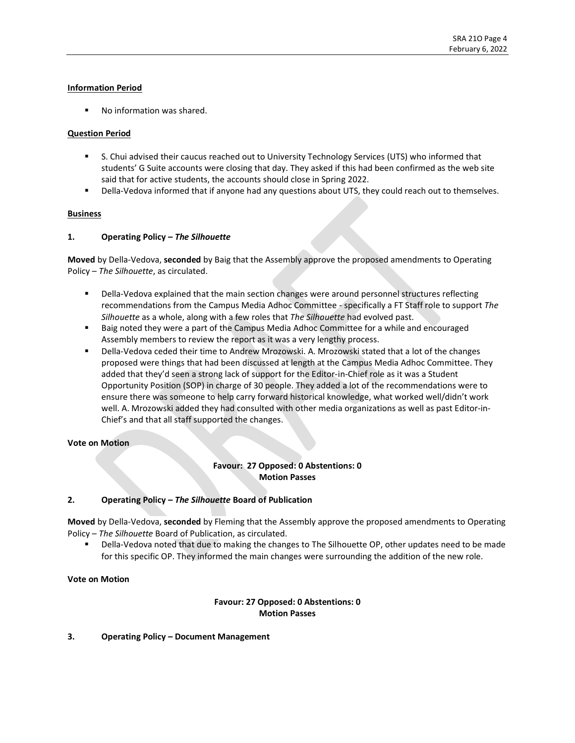**Information Period**

- No information was shared.

**Question Period**

- S. Chui advised their caucus reached out to University Technology Services (UTS) who informed that students' G Suite accounts were closing that day. They asked if this had been confirmed as the web site said that for active students, the accounts should close in Spring 2022.
- Della-Vedova informed that if anyone had any questions about UTS, they could reach out to themselves.

**Business**

**1. Operating Policy – *The Silhouette***

**Moved** by Della-Vedova, **seconded** by Baig that the Assembly approve the proposed amendments to Operating Policy – *The Silhouette*, as circulated.

- Della-Vedova explained that the main section changes were around personnel structures reflecting recommendations from the Campus Media Adhoc Committee - specifically a FT Staff role to support *The Silhouette* as a whole, along with a few roles that *The Silhouette* had evolved past.
- Baig noted they were a part of the Campus Media Adhoc Committee for a while and encouraged Assembly members to review the report as it was a very lengthy process.
- Della-Vedova ceded their time to Andrew Mrozowski. A. Mrozowski stated that a lot of the changes proposed were things that had been discussed at length at the Campus Media Adhoc Committee. They added that they'd seen a strong lack of support for the Editor-in-Chief role as it was a Student Opportunity Position (SOP) in charge of 30 people. They added a lot of the recommendations were to ensure there was someone to help carry forward historical knowledge, what worked well/didn't work well. A. Mrozowski added they had consulted with other media organizations as well as past Editor-in-Chief's and that all staff supported the changes.

**Vote on Motion**

**Favour: 27 Opposed: 0 Abstentions: 0**
**Motion Passes**

**2. Operating Policy – *The Silhouette* Board of Publication**

**Moved** by Della-Vedova, **seconded** by Fleming that the Assembly approve the proposed amendments to Operating Policy – *The Silhouette* Board of Publication, as circulated.

- Della-Vedova noted that due to making the changes to The Silhouette OP, other updates need to be made for this specific OP. They informed the main changes were surrounding the addition of the new role.

**Vote on Motion**

**Favour: 27 Opposed: 0 Abstentions: 0**
**Motion Passes**

**3. Operating Policy – Document Management**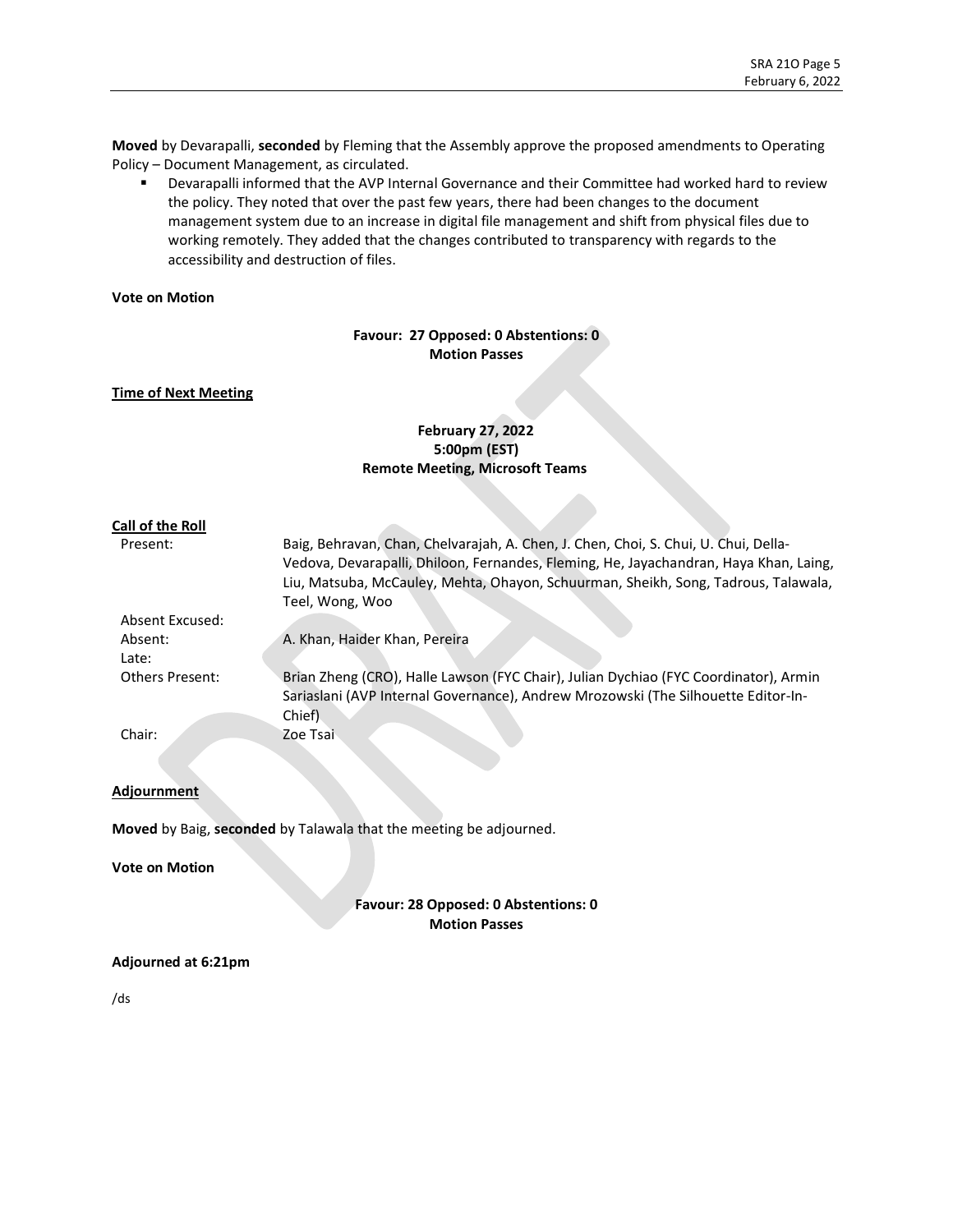**Moved** by Devarapalli, **seconded** by Fleming that the Assembly approve the proposed amendments to Operating Policy – Document Management, as circulated.

- Devarapalli informed that the AVP Internal Governance and their Committee had worked hard to review the policy. They noted that over the past few years, there had been changes to the document management system due to an increase in digital file management and shift from physical files due to working remotely. They added that the changes contributed to transparency with regards to the accessibility and destruction of files.

**Vote on Motion**

**Favour: 27 Opposed: 0 Abstentions: 0**
**Motion Passes**

**Time of Next Meeting**

**February 27, 2022**
**5:00pm (EST)**
**Remote Meeting, Microsoft Teams**

**Call of the Roll**

| | |
|---|---|
| Present: | Baig, Behravan, Chan, Chelvarajah, A. Chen, J. Chen, Choi, S. Chui, U. Chui, Della-Vedova, Devarapalli, Dhiloon, Fernandes, Fleming, He, Jayachandran, Haya Khan, Laing, Liu, Matsuba, McCauley, Mehta, Ohayon, Schuurman, Sheikh, Song, Tadrous, Talawala, Teel, Wong, Woo |
| Absent Excused: | |
| Absent: | A. Khan, Haider Khan, Pereira |
| Late: | |
| Others Present: | Brian Zheng (CRO), Halle Lawson (FYC Chair), Julian Dychiao (FYC Coordinator), Armin Sariaslani (AVP Internal Governance), Andrew Mrozowski (The Silhouette Editor-In-Chief) |
| Chair: | Zoe Tsai |

**Adjournment**

**Moved** by Baig, **seconded** by Talawala that the meeting be adjourned.

**Vote on Motion**

**Favour: 28 Opposed: 0 Abstentions: 0**
**Motion Passes**

**Adjourned at 6:21pm**

/ds